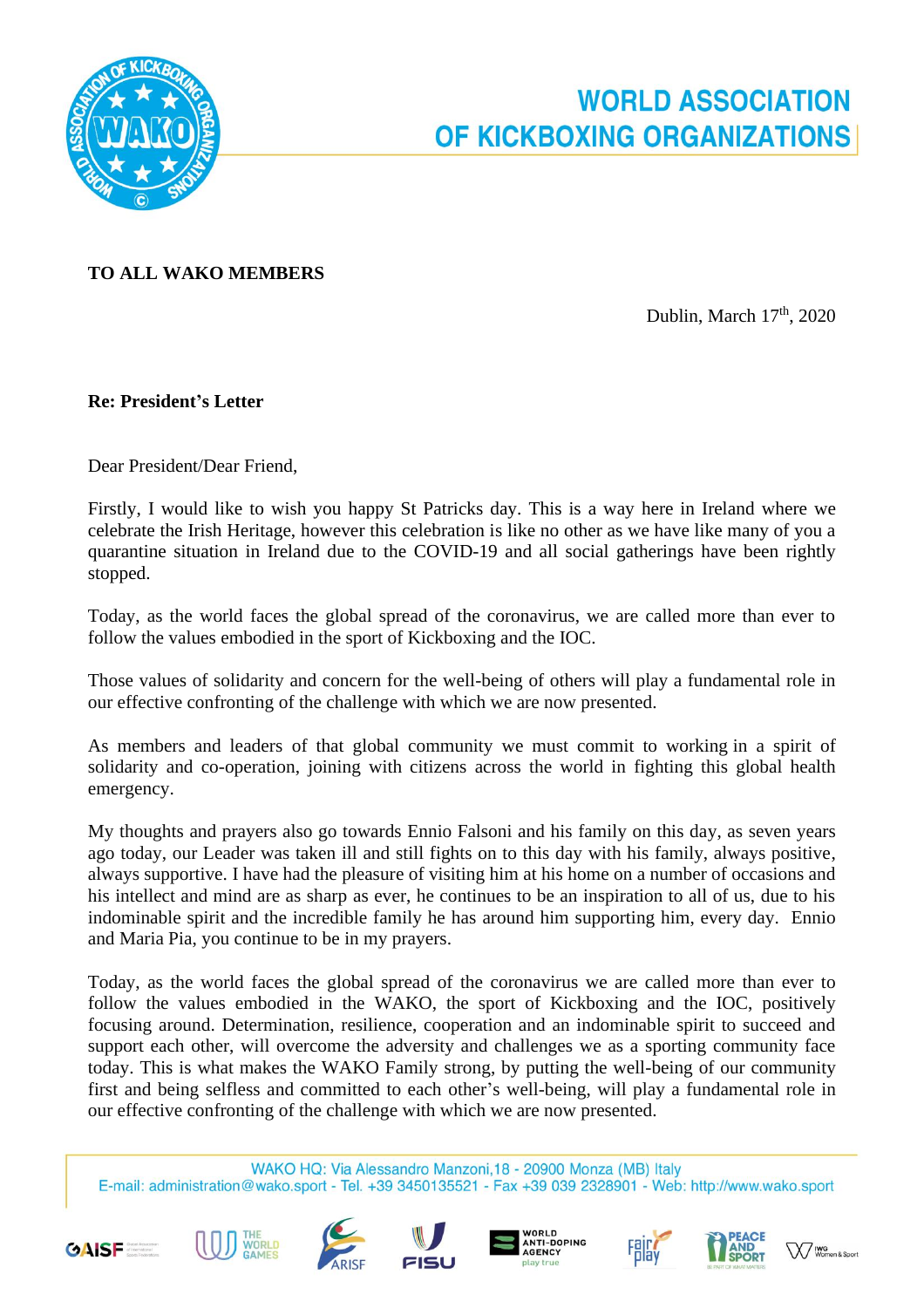# WORLD ASSOCIATION OF KICKBOXING ORGANIZATIONS

**TO ALL WAKO MEMBERS**

Dublin, March 17th, 2020

**Re: President's Letter**

Dear President/Dear Friend,

Firstly, I would like to wish you happy St Patricks day. This is a way here in Ireland where we celebrate the Irish Heritage, however this celebration is like no other as we have like many of you a quarantine situation in Ireland due to the COVID-19 and all social gatherings have been rightly stopped.

Today, as the world faces the global spread of the coronavirus, we are called more than ever to follow the values embodied in the sport of Kickboxing and the IOC.

Those values of solidarity and concern for the well-being of others will play a fundamental role in our effective confronting of the challenge with which we are now presented.

As members and leaders of that global community we must commit to working in a spirit of solidarity and co-operation, joining with citizens across the world in fighting this global health emergency.

My thoughts and prayers also go towards Ennio Falsoni and his family on this day, as seven years ago today, our Leader was taken ill and still fights on to this day with his family, always positive, always supportive. I have had the pleasure of visiting him at his home on a number of occasions and his intellect and mind are as sharp as ever, he continues to be an inspiration to all of us, due to his indominable spirit and the incredible family he has around him supporting him, every day. Ennio and Maria Pia, you continue to be in my prayers.

Today, as the world faces the global spread of the coronavirus we are called more than ever to follow the values embodied in the WAKO, the sport of Kickboxing and the IOC, positively focusing around. Determination, resilience, cooperation and an indominable spirit to succeed and support each other, will overcome the adversity and challenges we as a sporting community face today. This is what makes the WAKO Family strong, by putting the well-being of our community first and being selfless and committed to each other's well-being, will play a fundamental role in our effective confronting of the challenge with which we are now presented.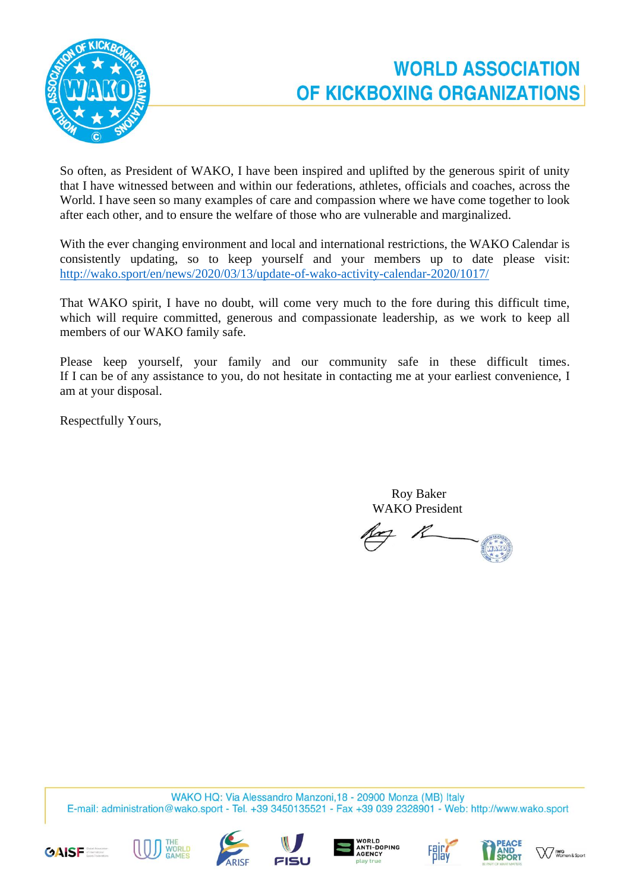So often, as President of WAKO, I have been inspired and uplifted by the generous spirit of unity that I have witnessed between and within our federations, athletes, officials and coaches, across the World. I have seen so many examples of care and compassion where we have come together to look after each other, and to ensure the welfare of those who are vulnerable and marginalized.

With the ever changing environment and local and international restrictions, the WAKO Calendar is consistently updating, so to keep yourself and your members up to date please visit: http://wako.sport/en/news/2020/03/13/update-of-wako-activity-calendar-2020/1017/

That WAKO spirit, I have no doubt, will come very much to the fore during this difficult time, which will require committed, generous and compassionate leadership, as we work to keep all members of our WAKO family safe.

Please keep yourself, your family and our community safe in these difficult times. If I can be of any assistance to you, do not hesitate in contacting me at your earliest convenience, I am at your disposal.

Respectfully Yours,

Roy Baker
WAKO President

WAKO HQ: Via Alessandro Manzoni,18 - 20900 Monza (MB) Italy
E-mail: administration@wako.sport - Tel. +39 3450135521 - Fax +39 039 2328901 - Web: http://www.wako.sport